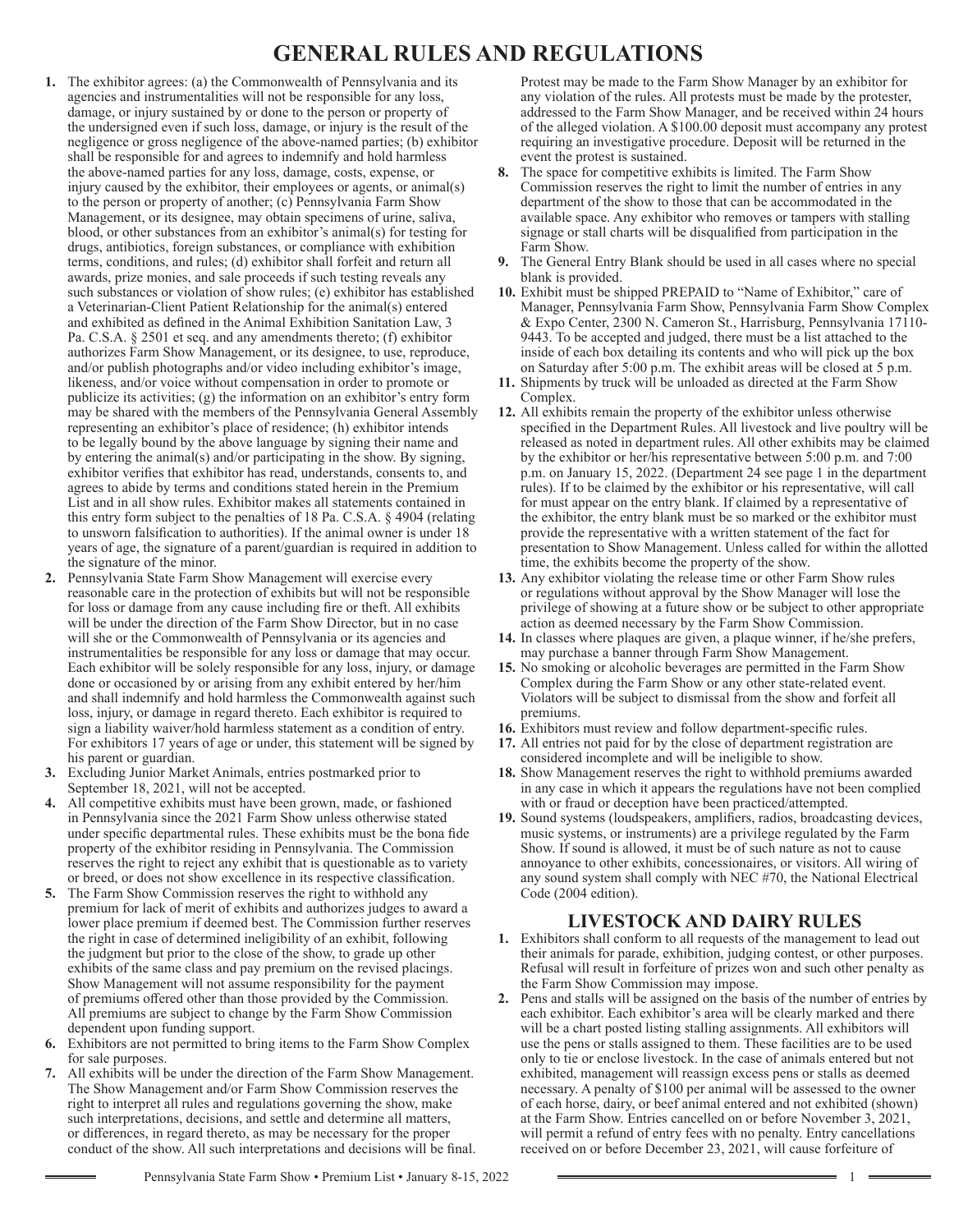# GENERAL RULES AND REGULATIONS

1. The exhibitor agrees: (a) the Commonwealth of Pennsylvania and its agencies and instrumentalities will not be responsible for any loss, damage, or injury sustained by or done to the person or property of the undersigned even if such loss, damage, or injury is the result of the negligence or gross negligence of the above-named parties; (b) exhibitor shall be responsible for and agrees to indemnify and hold harmless the above-named parties for any loss, damage, costs, expense, or injury caused by the exhibitor, their employees or agents, or animal(s) to the person or property of another; (c) Pennsylvania Farm Show Management, or its designee, may obtain specimens of urine, saliva, blood, or other substances from an exhibitor's animal(s) for testing for drugs, antibiotics, foreign substances, or compliance with exhibition terms, conditions, and rules; (d) exhibitor shall forfeit and return all awards, prize monies, and sale proceeds if such testing reveals any such substances or violation of show rules; (e) exhibitor has established a Veterinarian-Client Patient Relationship for the animal(s) entered and exhibited as defined in the Animal Exhibition Sanitation Law, 3 Pa. C.S.A. § 2501 et seq. and any amendments thereto; (f) exhibitor authorizes Farm Show Management, or its designee, to use, reproduce, and/or publish photographs and/or video including exhibitor's image, likeness, and/or voice without compensation in order to promote or publicize its activities; (g) the information on an exhibitor's entry form may be shared with the members of the Pennsylvania General Assembly representing an exhibitor's place of residence; (h) exhibitor intends to be legally bound by the above language by signing their name and by entering the animal(s) and/or participating in the show. By signing, exhibitor verifies that exhibitor has read, understands, consents to, and agrees to abide by terms and conditions stated herein in the Premium List and in all show rules. Exhibitor makes all statements contained in this entry form subject to the penalties of 18 Pa. C.S.A. § 4904 (relating to unsworn falsification to authorities). If the animal owner is under 18 years of age, the signature of a parent/guardian is required in addition to the signature of the minor.
2. Pennsylvania State Farm Show Management will exercise every reasonable care in the protection of exhibits but will not be responsible for loss or damage from any cause including fire or theft. All exhibits will be under the direction of the Farm Show Director, but in no case will she or the Commonwealth of Pennsylvania or its agencies and instrumentalities be responsible for any loss or damage that may occur. Each exhibitor will be solely responsible for any loss, injury, or damage done or occasioned by or arising from any exhibit entered by her/him and shall indemnify and hold harmless the Commonwealth against such loss, injury, or damage in regard thereto. Each exhibitor is required to sign a liability waiver/hold harmless statement as a condition of entry. For exhibitors 17 years of age or under, this statement will be signed by his parent or guardian.
3. Excluding Junior Market Animals, entries postmarked prior to September 18, 2021, will not be accepted.
4. All competitive exhibits must have been grown, made, or fashioned in Pennsylvania since the 2021 Farm Show unless otherwise stated under specific departmental rules. These exhibits must be the bona fide property of the exhibitor residing in Pennsylvania. The Commission reserves the right to reject any exhibit that is questionable as to variety or breed, or does not show excellence in its respective classification.
5. The Farm Show Commission reserves the right to withhold any premium for lack of merit of exhibits and authorizes judges to award a lower place premium if deemed best. The Commission further reserves the right in case of determined ineligibility of an exhibit, following the judgment but prior to the close of the show, to grade up other exhibits of the same class and pay premium on the revised placings. Show Management will not assume responsibility for the payment of premiums offered other than those provided by the Commission. All premiums are subject to change by the Farm Show Commission dependent upon funding support.
6. Exhibitors are not permitted to bring items to the Farm Show Complex for sale purposes.
7. All exhibits will be under the direction of the Farm Show Management. The Show Management and/or Farm Show Commission reserves the right to interpret all rules and regulations governing the show, make such interpretations, decisions, and settle and determine all matters, or differences, in regard thereto, as may be necessary for the proper conduct of the show. All such interpretations and decisions will be final. Protest may be made to the Farm Show Manager by an exhibitor for any violation of the rules. All protests must be made by the protester, addressed to the Farm Show Manager, and be received within 24 hours of the alleged violation. A $100.00 deposit must accompany any protest requiring an investigative procedure. Deposit will be returned in the event the protest is sustained.
8. The space for competitive exhibits is limited. The Farm Show Commission reserves the right to limit the number of entries in any department of the show to those that can be accommodated in the available space. Any exhibitor who removes or tampers with stalling signage or stall charts will be disqualified from participation in the Farm Show.
9. The General Entry Blank should be used in all cases where no special blank is provided.
10. Exhibit must be shipped PREPAID to "Name of Exhibitor," care of Manager, Pennsylvania Farm Show, Pennsylvania Farm Show Complex & Expo Center, 2300 N. Cameron St., Harrisburg, Pennsylvania 17110-9443. To be accepted and judged, there must be a list attached to the inside of each box detailing its contents and who will pick up the box on Saturday after 5:00 p.m. The exhibit areas will be closed at 5 p.m.
11. Shipments by truck will be unloaded as directed at the Farm Show Complex.
12. All exhibits remain the property of the exhibitor unless otherwise specified in the Department Rules. All livestock and live poultry will be released as noted in department rules. All other exhibits may be claimed by the exhibitor or her/his representative between 5:00 p.m. and 7:00 p.m. on January 15, 2022. (Department 24 see page 1 in the department rules). If to be claimed by the exhibitor or his representative, will call for must appear on the entry blank. If claimed by a representative of the exhibitor, the entry blank must be so marked or the exhibitor must provide the representative with a written statement of the fact for presentation to Show Management. Unless called for within the allotted time, the exhibits become the property of the show.
13. Any exhibitor violating the release time or other Farm Show rules or regulations without approval by the Show Manager will lose the privilege of showing at a future show or be subject to other appropriate action as deemed necessary by the Farm Show Commission.
14. In classes where plaques are given, a plaque winner, if he/she prefers, may purchase a banner through Farm Show Management.
15. No smoking or alcoholic beverages are permitted in the Farm Show Complex during the Farm Show or any other state-related event. Violators will be subject to dismissal from the show and forfeit all premiums.
16. Exhibitors must review and follow department-specific rules.
17. All entries not paid for by the close of department registration are considered incomplete and will be ineligible to show.
18. Show Management reserves the right to withhold premiums awarded in any case in which it appears the regulations have not been complied with or fraud or deception have been practiced/attempted.
19. Sound systems (loudspeakers, amplifiers, radios, broadcasting devices, music systems, or instruments) are a privilege regulated by the Farm Show. If sound is allowed, it must be of such nature as not to cause annoyance to other exhibits, concessionaires, or visitors. All wiring of any sound system shall comply with NEC #70, the National Electrical Code (2004 edition).

## LIVESTOCK AND DAIRY RULES

1. Exhibitors shall conform to all requests of the management to lead out their animals for parade, exhibition, judging contest, or other purposes. Refusal will result in forfeiture of prizes won and such other penalty as the Farm Show Commission may impose.
2. Pens and stalls will be assigned on the basis of the number of entries by each exhibitor. Each exhibitor's area will be clearly marked and there will be a chart posted listing stalling assignments. All exhibitors will use the pens or stalls assigned to them. These facilities are to be used only to tie or enclose livestock. In the case of animals entered but not exhibited, management will reassign excess pens or stalls as deemed necessary. A penalty of $100 per animal will be assessed to the owner of each horse, dairy, or beef animal entered and not exhibited (shown) at the Farm Show. Entries cancelled on or before November 3, 2021, will permit a refund of entry fees with no penalty. Entry cancellations received on or before December 23, 2021, will cause forfeiture of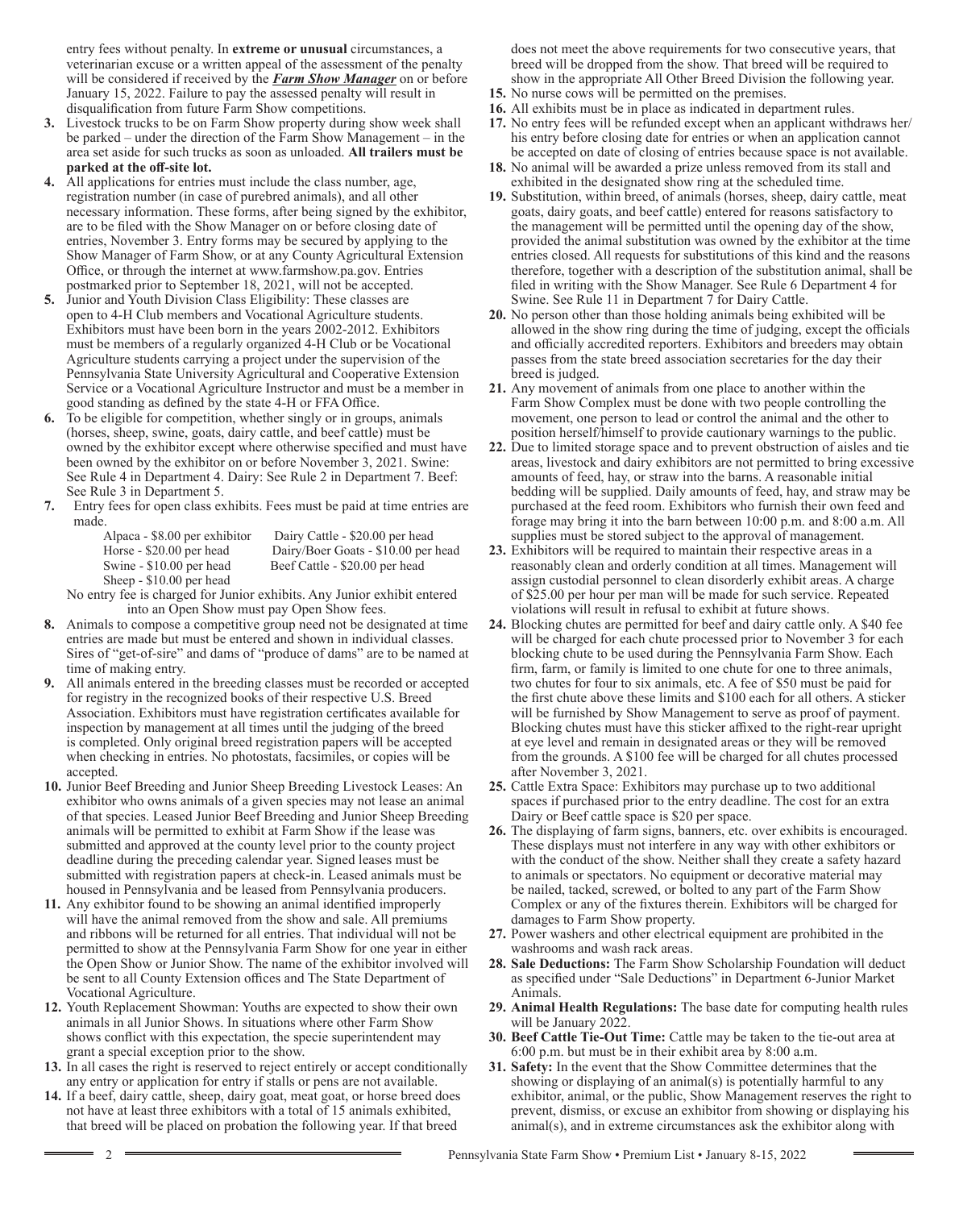entry fees without penalty. In **extreme or unusual** circumstances, a veterinarian excuse or a written appeal of the assessment of the penalty will be considered if received by the ***Farm Show Manager*** on or before January 15, 2022. Failure to pay the assessed penalty will result in disqualification from future Farm Show competitions.

**3.** Livestock trucks to be on Farm Show property during show week shall be parked – under the direction of the Farm Show Management – in the area set aside for such trucks as soon as unloaded. **All trailers must be parked at the off-site lot.**

**4.** All applications for entries must include the class number, age, registration number (in case of purebred animals), and all other necessary information. These forms, after being signed by the exhibitor, are to be filed with the Show Manager on or before closing date of entries, November 3. Entry forms may be secured by applying to the Show Manager of Farm Show, or at any County Agricultural Extension Office, or through the internet at www.farmshow.pa.gov. Entries postmarked prior to September 18, 2021, will not be accepted.

**5.** Junior and Youth Division Class Eligibility: These classes are open to 4-H Club members and Vocational Agriculture students. Exhibitors must have been born in the years 2002-2012. Exhibitors must be members of a regularly organized 4-H Club or be Vocational Agriculture students carrying a project under the supervision of the Pennsylvania State University Agricultural and Cooperative Extension Service or a Vocational Agriculture Instructor and must be a member in good standing as defined by the state 4-H or FFA Office.

**6.** To be eligible for competition, whether singly or in groups, animals (horses, sheep, swine, goats, dairy cattle, and beef cattle) must be owned by the exhibitor except where otherwise specified and must have been owned by the exhibitor on or before November 3, 2021. Swine: See Rule 4 in Department 4. Dairy: See Rule 2 in Department 7. Beef: See Rule 3 in Department 5.

**7.** Entry fees for open class exhibits. Fees must be paid at time entries are made.

| | |
|---|---|
| Alpaca - $8.00 per exhibitor | Dairy Cattle - $20.00 per head |
| Horse - $20.00 per head | Dairy/Boer Goats - $10.00 per head |
| Swine - $10.00 per head | Beef Cattle - $20.00 per head |
| Sheep - $10.00 per head | |

No entry fee is charged for Junior exhibits. Any Junior exhibit entered into an Open Show must pay Open Show fees.

**8.** Animals to compose a competitive group need not be designated at time entries are made but must be entered and shown in individual classes. Sires of "get-of-sire" and dams of "produce of dams" are to be named at time of making entry.

**9.** All animals entered in the breeding classes must be recorded or accepted for registry in the recognized books of their respective U.S. Breed Association. Exhibitors must have registration certificates available for inspection by management at all times until the judging of the breed is completed. Only original breed registration papers will be accepted when checking in entries. No photostats, facsimiles, or copies will be accepted.

**10.** Junior Beef Breeding and Junior Sheep Breeding Livestock Leases: An exhibitor who owns animals of a given species may not lease an animal of that species. Leased Junior Beef Breeding and Junior Sheep Breeding animals will be permitted to exhibit at Farm Show if the lease was submitted and approved at the county level prior to the county project deadline during the preceding calendar year. Signed leases must be submitted with registration papers at check-in. Leased animals must be housed in Pennsylvania and be leased from Pennsylvania producers.

**11.** Any exhibitor found to be showing an animal identified improperly will have the animal removed from the show and sale. All premiums and ribbons will be returned for all entries. That individual will not be permitted to show at the Pennsylvania Farm Show for one year in either the Open Show or Junior Show. The name of the exhibitor involved will be sent to all County Extension offices and The State Department of Vocational Agriculture.

**12.** Youth Replacement Showman: Youths are expected to show their own animals in all Junior Shows. In situations where other Farm Show shows conflict with this expectation, the specie superintendent may grant a special exception prior to the show.

**13.** In all cases the right is reserved to reject entirely or accept conditionally any entry or application for entry if stalls or pens are not available.

**14.** If a beef, dairy cattle, sheep, dairy goat, meat goat, or horse breed does not have at least three exhibitors with a total of 15 animals exhibited, that breed will be placed on probation the following year. If that breed does not meet the above requirements for two consecutive years, that breed will be dropped from the show. That breed will be required to show in the appropriate All Other Breed Division the following year.

**15.** No nurse cows will be permitted on the premises.

**16.** All exhibits must be in place as indicated in department rules.

**17.** No entry fees will be refunded except when an applicant withdraws her/his entry before closing date for entries or when an application cannot be accepted on date of closing of entries because space is not available.

**18.** No animal will be awarded a prize unless removed from its stall and exhibited in the designated show ring at the scheduled time.

**19.** Substitution, within breed, of animals (horses, sheep, dairy cattle, meat goats, dairy goats, and beef cattle) entered for reasons satisfactory to the management will be permitted until the opening day of the show, provided the animal substitution was owned by the exhibitor at the time entries closed. All requests for substitutions of this kind and the reasons therefore, together with a description of the substitution animal, shall be filed in writing with the Show Manager. See Rule 6 Department 4 for Swine. See Rule 11 in Department 7 for Dairy Cattle.

**20.** No person other than those holding animals being exhibited will be allowed in the show ring during the time of judging, except the officials and officially accredited reporters. Exhibitors and breeders may obtain passes from the state breed association secretaries for the day their breed is judged.

**21.** Any movement of animals from one place to another within the Farm Show Complex must be done with two people controlling the movement, one person to lead or control the animal and the other to position herself/himself to provide cautionary warnings to the public.

**22.** Due to limited storage space and to prevent obstruction of aisles and tie areas, livestock and dairy exhibitors are not permitted to bring excessive amounts of feed, hay, or straw into the barns. A reasonable initial bedding will be supplied. Daily amounts of feed, hay, and straw may be purchased at the feed room. Exhibitors who furnish their own feed and forage may bring it into the barn between 10:00 p.m. and 8:00 a.m. All supplies must be stored subject to the approval of management.

**23.** Exhibitors will be required to maintain their respective areas in a reasonably clean and orderly condition at all times. Management will assign custodial personnel to clean disorderly exhibit areas. A charge of $25.00 per hour per man will be made for such service. Repeated violations will result in refusal to exhibit at future shows.

**24.** Blocking chutes are permitted for beef and dairy cattle only. A $40 fee will be charged for each chute processed prior to November 3 for each blocking chute to be used during the Pennsylvania Farm Show. Each firm, farm, or family is limited to one chute for one to three animals, two chutes for four to six animals, etc. A fee of $50 must be paid for the first chute above these limits and $100 each for all others. A sticker will be furnished by Show Management to serve as proof of payment. Blocking chutes must have this sticker affixed to the right-rear upright at eye level and remain in designated areas or they will be removed from the grounds. A $100 fee will be charged for all chutes processed after November 3, 2021.

**25.** Cattle Extra Space: Exhibitors may purchase up to two additional spaces if purchased prior to the entry deadline. The cost for an extra Dairy or Beef cattle space is $20 per space.

**26.** The displaying of farm signs, banners, etc. over exhibits is encouraged. These displays must not interfere in any way with other exhibitors or with the conduct of the show. Neither shall they create a safety hazard to animals or spectators. No equipment or decorative material may be nailed, tacked, screwed, or bolted to any part of the Farm Show Complex or any of the fixtures therein. Exhibitors will be charged for damages to Farm Show property.

**27.** Power washers and other electrical equipment are prohibited in the washrooms and wash rack areas.

**28. Sale Deductions:** The Farm Show Scholarship Foundation will deduct as specified under "Sale Deductions" in Department 6-Junior Market Animals.

**29. Animal Health Regulations:** The base date for computing health rules will be January 2022.

**30. Beef Cattle Tie-Out Time:** Cattle may be taken to the tie-out area at 6:00 p.m. but must be in their exhibit area by 8:00 a.m.

**31. Safety:** In the event that the Show Committee determines that the showing or displaying of an animal(s) is potentially harmful to any exhibitor, animal, or the public, Show Management reserves the right to prevent, dismiss, or excuse an exhibitor from showing or displaying his animal(s), and in extreme circumstances ask the exhibitor along with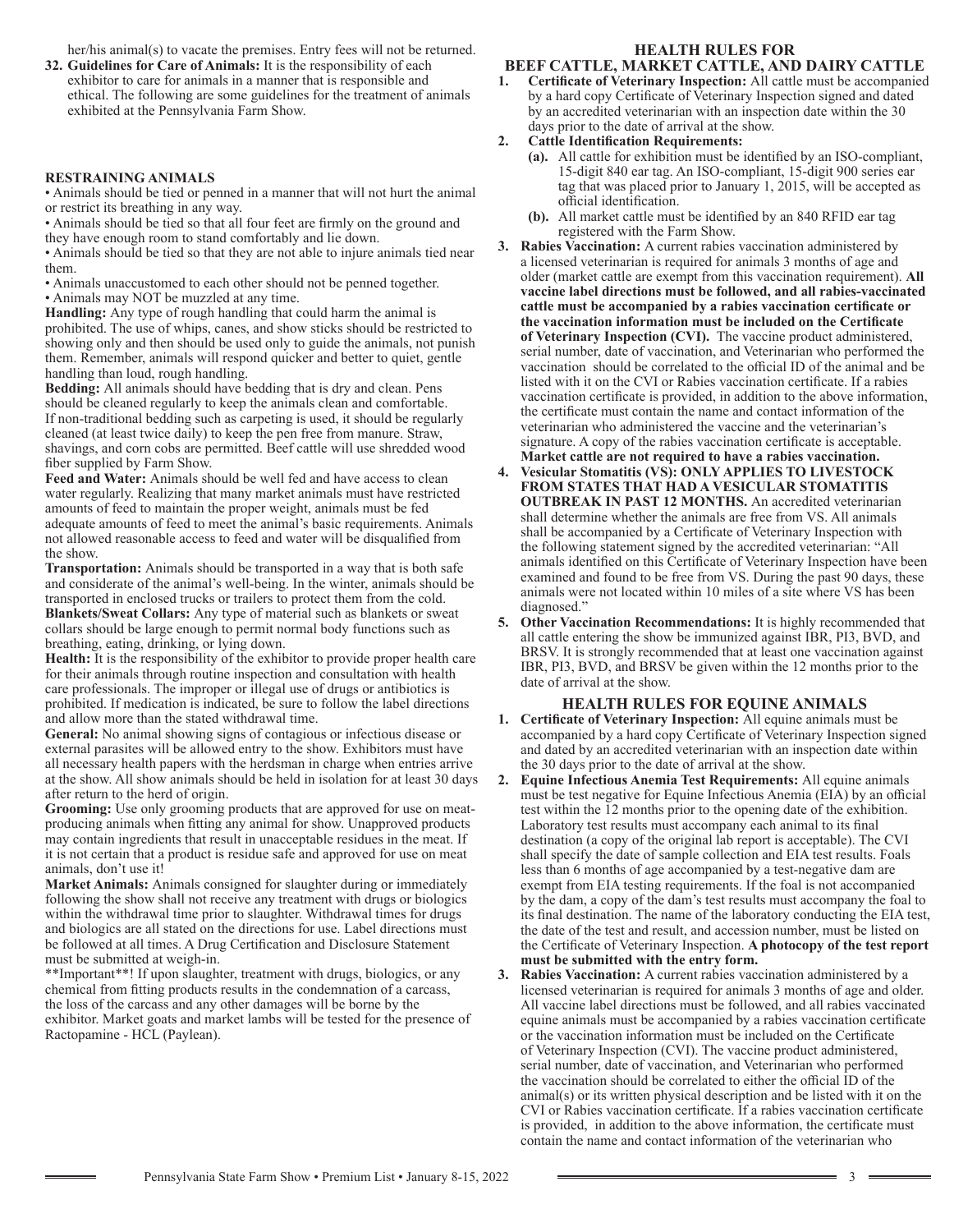her/his animal(s) to vacate the premises. Entry fees will not be returned.

**32. Guidelines for Care of Animals:** It is the responsibility of each exhibitor to care for animals in a manner that is responsible and ethical. The following are some guidelines for the treatment of animals exhibited at the Pennsylvania Farm Show.

**RESTRAINING ANIMALS**

• Animals should be tied or penned in a manner that will not hurt the animal or restrict its breathing in any way.
• Animals should be tied so that all four feet are firmly on the ground and they have enough room to stand comfortably and lie down.
• Animals should be tied so that they are not able to injure animals tied near them.
• Animals unaccustomed to each other should not be penned together.
• Animals may NOT be muzzled at any time.

**Handling:** Any type of rough handling that could harm the animal is prohibited. The use of whips, canes, and show sticks should be restricted to showing only and then should be used only to guide the animals, not punish them. Remember, animals will respond quicker and better to quiet, gentle handling than loud, rough handling.

**Bedding:** All animals should have bedding that is dry and clean. Pens should be cleaned regularly to keep the animals clean and comfortable. If non-traditional bedding such as carpeting is used, it should be regularly cleaned (at least twice daily) to keep the pen free from manure. Straw, shavings, and corn cobs are permitted. Beef cattle will use shredded wood fiber supplied by Farm Show.

**Feed and Water:** Animals should be well fed and have access to clean water regularly. Realizing that many market animals must have restricted amounts of feed to maintain the proper weight, animals must be fed adequate amounts of feed to meet the animal's basic requirements. Animals not allowed reasonable access to feed and water will be disqualified from the show.

**Transportation:** Animals should be transported in a way that is both safe and considerate of the animal's well-being. In the winter, animals should be transported in enclosed trucks or trailers to protect them from the cold.

**Blankets/Sweat Collars:** Any type of material such as blankets or sweat collars should be large enough to permit normal body functions such as breathing, eating, drinking, or lying down.

**Health:** It is the responsibility of the exhibitor to provide proper health care for their animals through routine inspection and consultation with health care professionals. The improper or illegal use of drugs or antibiotics is prohibited. If medication is indicated, be sure to follow the label directions and allow more than the stated withdrawal time.

**General:** No animal showing signs of contagious or infectious disease or external parasites will be allowed entry to the show. Exhibitors must have all necessary health papers with the herdsman in charge when entries arrive at the show. All show animals should be held in isolation for at least 30 days after return to the herd of origin.

**Grooming:** Use only grooming products that are approved for use on meat-producing animals when fitting any animal for show. Unapproved products may contain ingredients that result in unacceptable residues in the meat. If it is not certain that a product is residue safe and approved for use on meat animals, don't use it!

**Market Animals:** Animals consigned for slaughter during or immediately following the show shall not receive any treatment with drugs or biologics within the withdrawal time prior to slaughter. Withdrawal times for drugs and biologics are all stated on the directions for use. Label directions must be followed at all times. A Drug Certification and Disclosure Statement must be submitted at weigh-in.

**Important**! If upon slaughter, treatment with drugs, biologics, or any chemical from fitting products results in the condemnation of a carcass, the loss of the carcass and any other damages will be borne by the exhibitor. Market goats and market lambs will be tested for the presence of Ractopamine - HCL (Paylean).

## HEALTH RULES FOR BEEF CATTLE, MARKET CATTLE, AND DAIRY CATTLE

1. **Certificate of Veterinary Inspection:** All cattle must be accompanied by a hard copy Certificate of Veterinary Inspection signed and dated by an accredited veterinarian with an inspection date within the 30 days prior to the date of arrival at the show.
2. **Cattle Identification Requirements:**
   - **(a).** All cattle for exhibition must be identified by an ISO-compliant, 15-digit 840 ear tag. An ISO-compliant, 15-digit 900 series ear tag that was placed prior to January 1, 2015, will be accepted as official identification.
   - **(b).** All market cattle must be identified by an 840 RFID ear tag registered with the Farm Show.
3. **Rabies Vaccination:** A current rabies vaccination administered by a licensed veterinarian is required for animals 3 months of age and older (market cattle are exempt from this vaccination requirement). **All vaccine label directions must be followed, and all rabies-vaccinated cattle must be accompanied by a rabies vaccination certificate or the vaccination information must be included on the Certificate of Veterinary Inspection (CVI).** The vaccine product administered, serial number, date of vaccination, and Veterinarian who performed the vaccination should be correlated to the official ID of the animal and be listed with it on the CVI or Rabies vaccination certificate. If a rabies vaccination certificate is provided, in addition to the above information, the certificate must contain the name and contact information of the veterinarian who administered the vaccine and the veterinarian's signature. A copy of the rabies vaccination certificate is acceptable. **Market cattle are not required to have a rabies vaccination.**
4. **Vesicular Stomatitis (VS): ONLY APPLIES TO LIVESTOCK FROM STATES THAT HAD A VESICULAR STOMATITIS OUTBREAK IN PAST 12 MONTHS.** An accredited veterinarian shall determine whether the animals are free from VS. All animals shall be accompanied by a Certificate of Veterinary Inspection with the following statement signed by the accredited veterinarian: "All animals identified on this Certificate of Veterinary Inspection have been examined and found to be free from VS. During the past 90 days, these animals were not located within 10 miles of a site where VS has been diagnosed."
5. **Other Vaccination Recommendations:** It is highly recommended that all cattle entering the show be immunized against IBR, PI3, BVD, and BRSV. It is strongly recommended that at least one vaccination against IBR, PI3, BVD, and BRSV be given within the 12 months prior to the date of arrival at the show.

## HEALTH RULES FOR EQUINE ANIMALS

1. **Certificate of Veterinary Inspection:** All equine animals must be accompanied by a hard copy Certificate of Veterinary Inspection signed and dated by an accredited veterinarian with an inspection date within the 30 days prior to the date of arrival at the show.
2. **Equine Infectious Anemia Test Requirements:** All equine animals must be test negative for Equine Infectious Anemia (EIA) by an official test within the 12 months prior to the opening date of the exhibition. Laboratory test results must accompany each animal to its final destination (a copy of the original lab report is acceptable). The CVI shall specify the date of sample collection and EIA test results. Foals less than 6 months of age accompanied by a test-negative dam are exempt from EIA testing requirements. If the foal is not accompanied by the dam, a copy of the dam's test results must accompany the foal to its final destination. The name of the laboratory conducting the EIA test, the date of the test and result, and accession number, must be listed on the Certificate of Veterinary Inspection. **A photocopy of the test report must be submitted with the entry form.**
3. **Rabies Vaccination:** A current rabies vaccination administered by a licensed veterinarian is required for animals 3 months of age and older. All vaccine label directions must be followed, and all rabies vaccinated equine animals must be accompanied by a rabies vaccination certificate or the vaccination information must be included on the Certificate of Veterinary Inspection (CVI). The vaccine product administered, serial number, date of vaccination, and Veterinarian who performed the vaccination should be correlated to either the official ID of the animal(s) or its written physical description and be listed with it on the CVI or Rabies vaccination certificate. If a rabies vaccination certificate is provided, in addition to the above information, the certificate must contain the name and contact information of the veterinarian who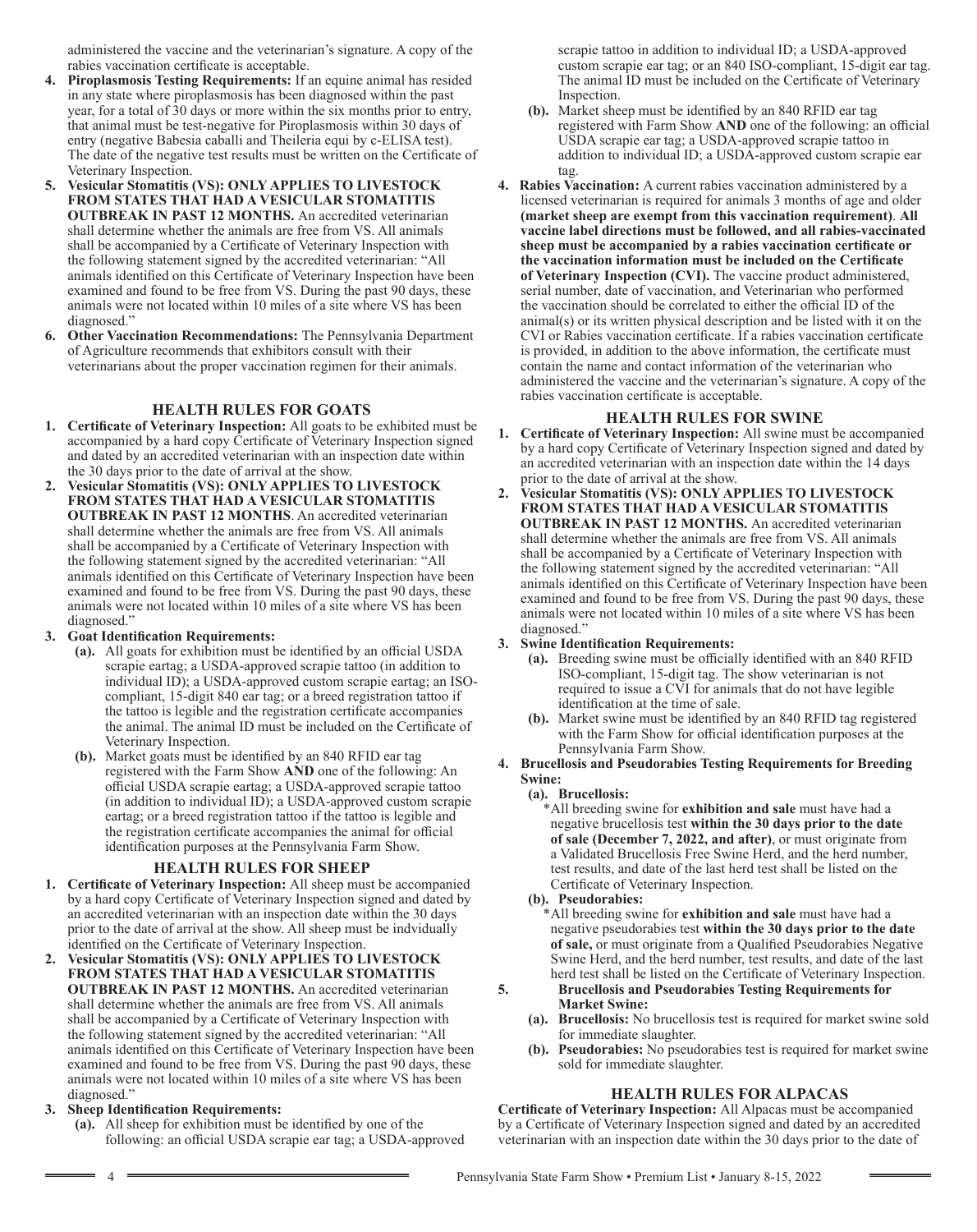administered the vaccine and the veterinarian's signature. A copy of the rabies vaccination certificate is acceptable.

4. **Piroplasmosis Testing Requirements:** If an equine animal has resided in any state where piroplasmosis has been diagnosed within the past year, for a total of 30 days or more within the six months prior to entry, that animal must be test-negative for Piroplasmosis within 30 days of entry (negative Babesia caballi and Theileria equi by c-ELISA test). The date of the negative test results must be written on the Certificate of Veterinary Inspection.
5. **Vesicular Stomatitis (VS): ONLY APPLIES TO LIVESTOCK FROM STATES THAT HAD A VESICULAR STOMATITIS OUTBREAK IN PAST 12 MONTHS.** An accredited veterinarian shall determine whether the animals are free from VS. All animals shall be accompanied by a Certificate of Veterinary Inspection with the following statement signed by the accredited veterinarian: "All animals identified on this Certificate of Veterinary Inspection have been examined and found to be free from VS. During the past 90 days, these animals were not located within 10 miles of a site where VS has been diagnosed."
6. **Other Vaccination Recommendations:** The Pennsylvania Department of Agriculture recommends that exhibitors consult with their veterinarians about the proper vaccination regimen for their animals.

## HEALTH RULES FOR GOATS

1. **Certificate of Veterinary Inspection:** All goats to be exhibited must be accompanied by a hard copy Certificate of Veterinary Inspection signed and dated by an accredited veterinarian with an inspection date within the 30 days prior to the date of arrival at the show.
2. **Vesicular Stomatitis (VS): ONLY APPLIES TO LIVESTOCK FROM STATES THAT HAD A VESICULAR STOMATITIS OUTBREAK IN PAST 12 MONTHS**. An accredited veterinarian shall determine whether the animals are free from VS. All animals shall be accompanied by a Certificate of Veterinary Inspection with the following statement signed by the accredited veterinarian: "All animals identified on this Certificate of Veterinary Inspection have been examined and found to be free from VS. During the past 90 days, these animals were not located within 10 miles of a site where VS has been diagnosed."
3. **Goat Identification Requirements:**
   - **(a).** All goats for exhibition must be identified by an official USDA scrapie eartag; a USDA-approved scrapie tattoo (in addition to individual ID); a USDA-approved custom scrapie eartag; an ISO-compliant, 15-digit 840 ear tag; or a breed registration tattoo if the tattoo is legible and the registration certificate accompanies the animal. The animal ID must be included on the Certificate of Veterinary Inspection.
   - **(b).** Market goats must be identified by an 840 RFID ear tag registered with the Farm Show **AND** one of the following: An official USDA scrapie eartag; a USDA-approved scrapie tattoo (in addition to individual ID); a USDA-approved custom scrapie eartag; or a breed registration tattoo if the tattoo is legible and the registration certificate accompanies the animal for official identification purposes at the Pennsylvania Farm Show.

## HEALTH RULES FOR SHEEP

1. **Certificate of Veterinary Inspection:** All sheep must be accompanied by a hard copy Certificate of Veterinary Inspection signed and dated by an accredited veterinarian with an inspection date within the 30 days prior to the date of arrival at the show. All sheep must be indvidually identified on the Certificate of Veterinary Inspection.
2. **Vesicular Stomatitis (VS): ONLY APPLIES TO LIVESTOCK FROM STATES THAT HAD A VESICULAR STOMATITIS OUTBREAK IN PAST 12 MONTHS.** An accredited veterinarian shall determine whether the animals are free from VS. All animals shall be accompanied by a Certificate of Veterinary Inspection with the following statement signed by the accredited veterinarian: "All animals identified on this Certificate of Veterinary Inspection have been examined and found to be free from VS. During the past 90 days, these animals were not located within 10 miles of a site where VS has been diagnosed."
3. **Sheep Identification Requirements:**
   - **(a).** All sheep for exhibition must be identified by one of the following: an official USDA scrapie ear tag; a USDA-approved scrapie tattoo in addition to individual ID; a USDA-approved custom scrapie ear tag; or an 840 ISO-compliant, 15-digit ear tag. The animal ID must be included on the Certificate of Veterinary Inspection.
   - **(b).** Market sheep must be identified by an 840 RFID ear tag registered with Farm Show **AND** one of the following: an official USDA scrapie ear tag; a USDA-approved scrapie tattoo in addition to individual ID; a USDA-approved custom scrapie ear tag.
4. **Rabies Vaccination:** A current rabies vaccination administered by a licensed veterinarian is required for animals 3 months of age and older **(market sheep are exempt from this vaccination requirement)**. **All vaccine label directions must be followed, and all rabies-vaccinated sheep must be accompanied by a rabies vaccination certificate or the vaccination information must be included on the Certificate of Veterinary Inspection (CVI).** The vaccine product administered, serial number, date of vaccination, and Veterinarian who performed the vaccination should be correlated to either the official ID of the animal(s) or its written physical description and be listed with it on the CVI or Rabies vaccination certificate. If a rabies vaccination certificate is provided, in addition to the above information, the certificate must contain the name and contact information of the veterinarian who administered the vaccine and the veterinarian's signature. A copy of the rabies vaccination certificate is acceptable.

## HEALTH RULES FOR SWINE

1. **Certificate of Veterinary Inspection:** All swine must be accompanied by a hard copy Certificate of Veterinary Inspection signed and dated by an accredited veterinarian with an inspection date within the 14 days prior to the date of arrival at the show.
2. **Vesicular Stomatitis (VS): ONLY APPLIES TO LIVESTOCK FROM STATES THAT HAD A VESICULAR STOMATITIS OUTBREAK IN PAST 12 MONTHS.** An accredited veterinarian shall determine whether the animals are free from VS. All animals shall be accompanied by a Certificate of Veterinary Inspection with the following statement signed by the accredited veterinarian: "All animals identified on this Certificate of Veterinary Inspection have been examined and found to be free from VS. During the past 90 days, these animals were not located within 10 miles of a site where VS has been diagnosed."
3. **Swine Identification Requirements:**
   - **(a).** Breeding swine must be officially identified with an 840 RFID ISO-compliant, 15-digit tag. The show veterinarian is not required to issue a CVI for animals that do not have legible identification at the time of sale.
   - **(b).** Market swine must be identified by an 840 RFID tag registered with the Farm Show for official identification purposes at the Pennsylvania Farm Show.
4. **Brucellosis and Pseudorabies Testing Requirements for Breeding Swine:**
   - **(a). Brucellosis:**
     *All breeding swine for **exhibition and sale** must have had a negative brucellosis test **within the 30 days prior to the date of sale (December 7, 2022, and after)**, or must originate from a Validated Brucellosis Free Swine Herd, and the herd number, test results, and date of the last herd test shall be listed on the Certificate of Veterinary Inspection.
   - **(b). Pseudorabies:**
     *All breeding swine for **exhibition and sale** must have had a negative pseudorabies test **within the 30 days prior to the date of sale,** or must originate from a Qualified Pseudorabies Negative Swine Herd, and the herd number, test results, and date of the last herd test shall be listed on the Certificate of Veterinary Inspection.
5. **Brucellosis and Pseudorabies Testing Requirements for Market Swine:**
   - **(a). Brucellosis:** No brucellosis test is required for market swine sold for immediate slaughter.
   - **(b). Pseudorabies:** No pseudorabies test is required for market swine sold for immediate slaughter.

## HEALTH RULES FOR ALPACAS

**Certificate of Veterinary Inspection:** All Alpacas must be accompanied by a Certificate of Veterinary Inspection signed and dated by an accredited veterinarian with an inspection date within the 30 days prior to the date of